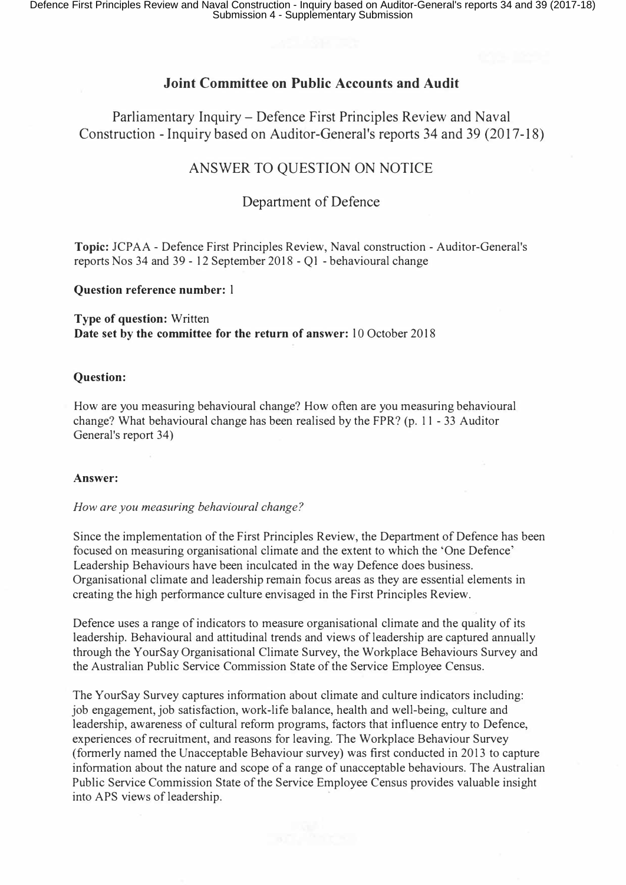## Joint Committee on Public Accounts and Audit

Parliamentary Inquiry – Defence First Principles Review and Naval Construction - Inquiry based on Auditor-General's reports 34 and 39 (2017-18)

ANSWER TO QUESTION ON NOTICE

Department of Defence

**Topic:** JCPAA - Defence First Principles Review, Naval construction - Auditor-General's reports Nos 34 and 39 - 12 September 2018 - Q1 - behavioural change

**Question reference number:** 1

**Type of question:** Written
**Date set by the committee for the return of answer:** 10 October 2018

**Question:**

How are you measuring behavioural change? How often are you measuring behavioural change? What behavioural change has been realised by the FPR? (p. 11 - 33 Auditor General's report 34)

**Answer:**

*How are you measuring behavioural change?*

Since the implementation of the First Principles Review, the Department of Defence has been focused on measuring organisational climate and the extent to which the 'One Defence' Leadership Behaviours have been inculcated in the way Defence does business. Organisational climate and leadership remain focus areas as they are essential elements in creating the high performance culture envisaged in the First Principles Review.

Defence uses a range of indicators to measure organisational climate and the quality of its leadership. Behavioural and attitudinal trends and views of leadership are captured annually through the YourSay Organisational Climate Survey, the Workplace Behaviours Survey and the Australian Public Service Commission State of the Service Employee Census.

The YourSay Survey captures information about climate and culture indicators including: job engagement, job satisfaction, work-life balance, health and well-being, culture and leadership, awareness of cultural reform programs, factors that influence entry to Defence, experiences of recruitment, and reasons for leaving. The Workplace Behaviour Survey (formerly named the Unacceptable Behaviour survey) was first conducted in 2013 to capture information about the nature and scope of a range of unacceptable behaviours. The Australian Public Service Commission State of the Service Employee Census provides valuable insight into APS views of leadership.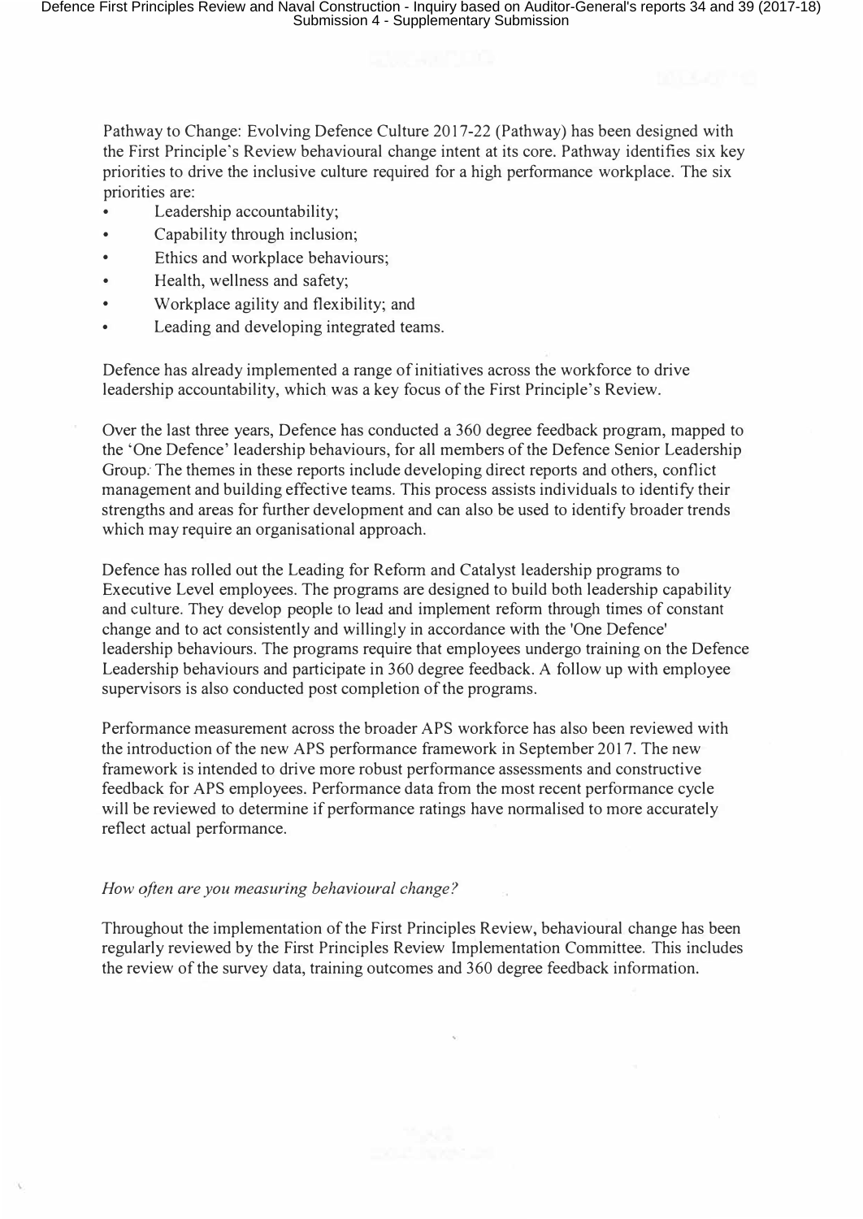Pathway to Change: Evolving Defence Culture 2017-22 (Pathway) has been designed with the First Principle's Review behavioural change intent at its core. Pathway identifies six key priorities to drive the inclusive culture required for a high performance workplace. The six priorities are:

- Leadership accountability;
- Capability through inclusion;
- Ethics and workplace behaviours;
- Health, wellness and safety;
- Workplace agility and flexibility; and
- Leading and developing integrated teams.

Defence has already implemented a range of initiatives across the workforce to drive leadership accountability, which was a key focus of the First Principle's Review.

Over the last three years, Defence has conducted a 360 degree feedback program, mapped to the 'One Defence' leadership behaviours, for all members of the Defence Senior Leadership Group. The themes in these reports include developing direct reports and others, conflict management and building effective teams. This process assists individuals to identify their strengths and areas for further development and can also be used to identify broader trends which may require an organisational approach.

Defence has rolled out the Leading for Reform and Catalyst leadership programs to Executive Level employees. The programs are designed to build both leadership capability and culture. They develop people to lead and implement reform through times of constant change and to act consistently and willingly in accordance with the 'One Defence' leadership behaviours. The programs require that employees undergo training on the Defence Leadership behaviours and participate in 360 degree feedback. A follow up with employee supervisors is also conducted post completion of the programs.

Performance measurement across the broader APS workforce has also been reviewed with the introduction of the new APS performance framework in September 2017. The new framework is intended to drive more robust performance assessments and constructive feedback for APS employees. Performance data from the most recent performance cycle will be reviewed to determine if performance ratings have normalised to more accurately reflect actual performance.

*How often are you measuring behavioural change?*

Throughout the implementation of the First Principles Review, behavioural change has been regularly reviewed by the First Principles Review Implementation Committee. This includes the review of the survey data, training outcomes and 360 degree feedback information.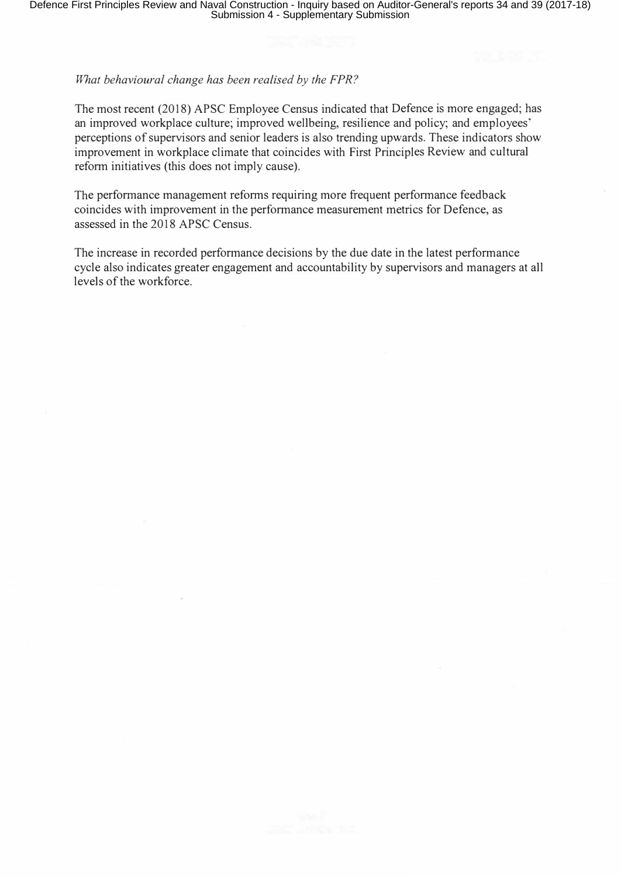*What behavioural change has been realised by the FPR?*

The most recent (2018) APSC Employee Census indicated that Defence is more engaged; has an improved workplace culture; improved wellbeing, resilience and policy; and employees' perceptions of supervisors and senior leaders is also trending upwards. These indicators show improvement in workplace climate that coincides with First Principles Review and cultural reform initiatives (this does not imply cause).

The performance management reforms requiring more frequent performance feedback coincides with improvement in the performance measurement metrics for Defence, as assessed in the 2018 APSC Census.

The increase in recorded performance decisions by the due date in the latest performance cycle also indicates greater engagement and accountability by supervisors and managers at all levels of the workforce.